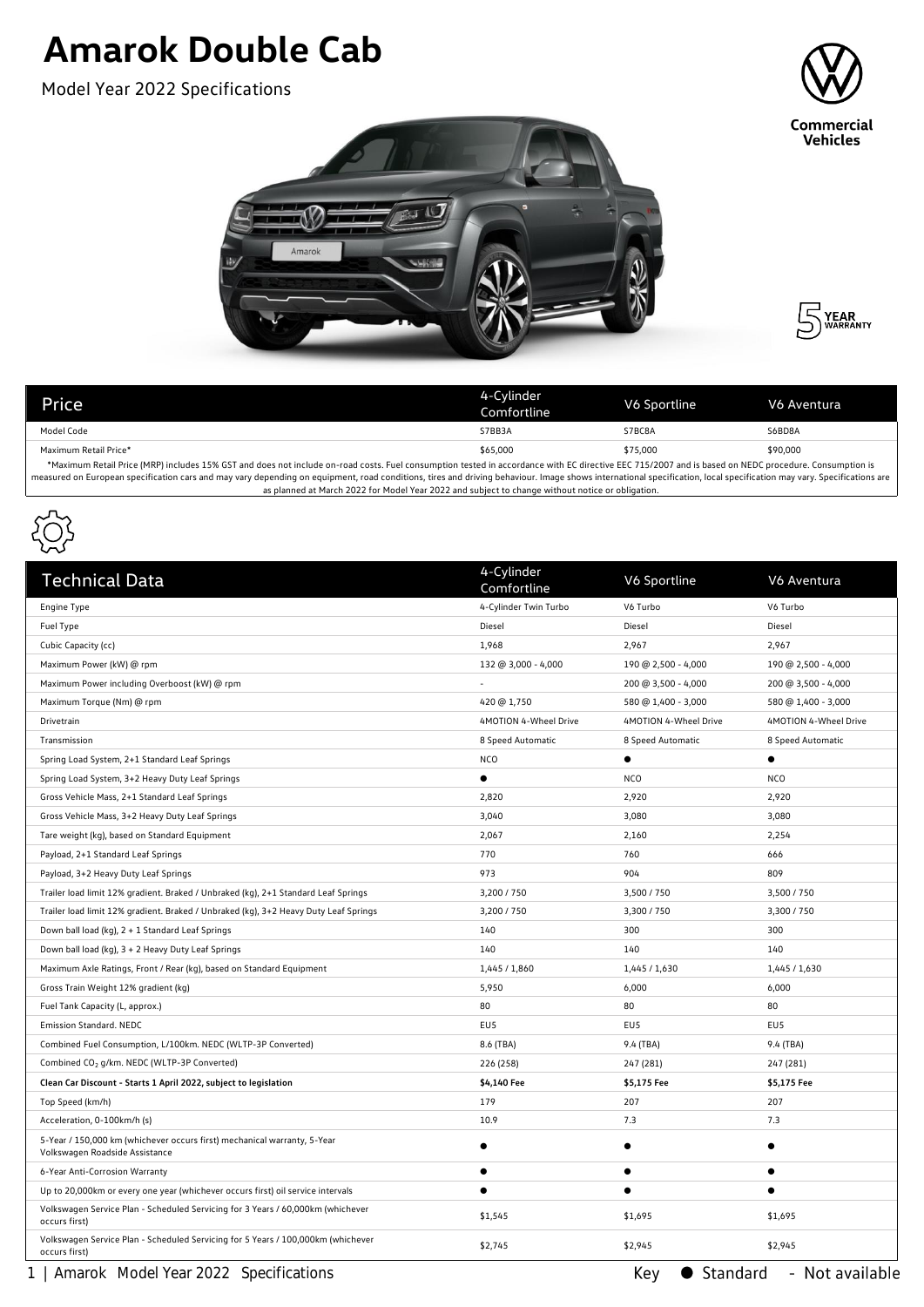# Amarok Double Cab

Model Year 2022 Specifications

Commercial Vehicles

5 YEAR WARRANTY

| Price | 4-Cylinder Comfortline | V6 Sportline | V6 Aventura |
|---|---|---|---|
| Model Code | S7BB3A | S7BC8A | S6BD8A |
| Maximum Retail Price* | $65,000 | $75,000 | $90,000 |

*Maximum Retail Price (MRP) includes 15% GST and does not include on-road costs. Fuel consumption tested in accordance with EC directive EEC 715/2007 and is based on NEDC procedure. Consumption is measured on European specification cars and may vary depending on equipment, road conditions, tires and driving behaviour. Image shows international specification, local specification may vary. Specifications are as planned at March 2022 for Model Year 2022 and subject to change without notice or obligation.

| Technical Data | 4-Cylinder Comfortline | V6 Sportline | V6 Aventura |
|---|---|---|---|
| Engine Type | 4-Cylinder Twin Turbo | V6 Turbo | V6 Turbo |
| Fuel Type | Diesel | Diesel | Diesel |
| Cubic Capacity (cc) | 1,968 | 2,967 | 2,967 |
| Maximum Power (kW) @ rpm | 132 @ 3,000 - 4,000 | 190 @ 2,500 - 4,000 | 190 @ 2,500 - 4,000 |
| Maximum Power including Overboost (kW) @ rpm | - | 200 @ 3,500 - 4,000 | 200 @ 3,500 - 4,000 |
| Maximum Torque (Nm) @ rpm | 420 @ 1,750 | 580 @ 1,400 - 3,000 | 580 @ 1,400 - 3,000 |
| Drivetrain | 4MOTION 4-Wheel Drive | 4MOTION 4-Wheel Drive | 4MOTION 4-Wheel Drive |
| Transmission | 8 Speed Automatic | 8 Speed Automatic | 8 Speed Automatic |
| Spring Load System, 2+1 Standard Leaf Springs | NCO | ● | ● |
| Spring Load System, 3+2 Heavy Duty Leaf Springs | ● | NCO | NCO |
| Gross Vehicle Mass, 2+1 Standard Leaf Springs | 2,820 | 2,920 | 2,920 |
| Gross Vehicle Mass, 3+2 Heavy Duty Leaf Springs | 3,040 | 3,080 | 3,080 |
| Tare weight (kg), based on Standard Equipment | 2,067 | 2,160 | 2,254 |
| Payload, 2+1 Standard Leaf Springs | 770 | 760 | 666 |
| Payload, 3+2 Heavy Duty Leaf Springs | 973 | 904 | 809 |
| Trailer load limit 12% gradient. Braked / Unbraked (kg), 2+1 Standard Leaf Springs | 3,200 / 750 | 3,500 / 750 | 3,500 / 750 |
| Trailer load limit 12% gradient. Braked / Unbraked (kg), 3+2 Heavy Duty Leaf Springs | 3,200 / 750 | 3,300 / 750 | 3,300 / 750 |
| Down ball load (kg), 2 + 1 Standard Leaf Springs | 140 | 300 | 300 |
| Down ball load (kg), 3 + 2 Heavy Duty Leaf Springs | 140 | 140 | 140 |
| Maximum Axle Ratings, Front / Rear (kg), based on Standard Equipment | 1,445 / 1,860 | 1,445 / 1,630 | 1,445 / 1,630 |
| Gross Train Weight 12% gradient (kg) | 5,950 | 6,000 | 6,000 |
| Fuel Tank Capacity (L, approx.) | 80 | 80 | 80 |
| Emission Standard. NEDC | EU5 | EU5 | EU5 |
| Combined Fuel Consumption, L/100km. NEDC (WLTP-3P Converted) | 8.6 (TBA) | 9.4 (TBA) | 9.4 (TBA) |
| Combined $CO_2$ g/km. NEDC (WLTP-3P Converted) | 226 (258) | 247 (281) | 247 (281) |
| **Clean Car Discount - Starts 1 April 2022, subject to legislation** | **$4,140 Fee** | **$5,175 Fee** | **$5,175 Fee** |
| Top Speed (km/h) | 179 | 207 | 207 |
| Acceleration, 0-100km/h (s) | 10.9 | 7.3 | 7.3 |
| 5-Year / 150,000 km (whichever occurs first) mechanical warranty, 5-Year Volkswagen Roadside Assistance | ● | ● | ● |
| 6-Year Anti-Corrosion Warranty | ● | ● | ● |
| Up to 20,000km or every one year (whichever occurs first) oil service intervals | ● | ● | ● |
| Volkswagen Service Plan - Scheduled Servicing for 3 Years / 60,000km (whichever occurs first) | $1,545 | $1,695 | $1,695 |
| Volkswagen Service Plan - Scheduled Servicing for 5 Years / 100,000km (whichever occurs first) | $2,745 | $2,945 | $2,945 |

Key ● Standard - Not available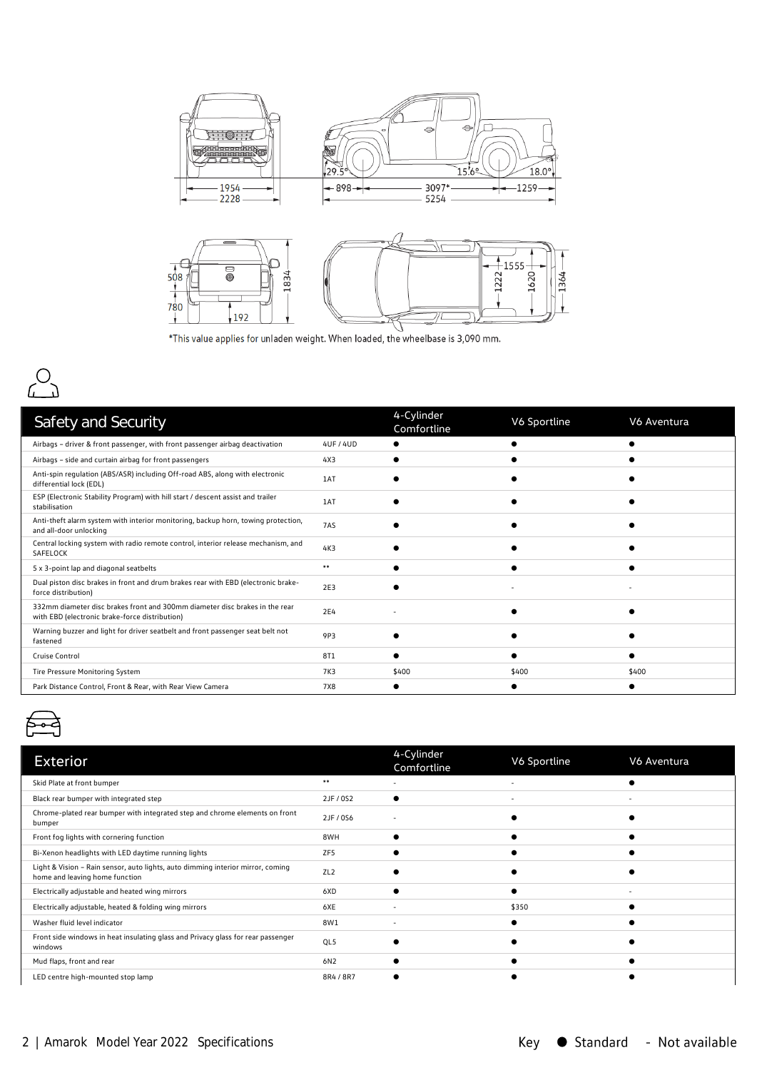*This value applies for unladen weight. When loaded, the wheelbase is 3,090 mm.

| Safety and Security | | 4-Cylinder Comfortline | V6 Sportline | V6 Aventura |
|---|---|---|---|---|
| Airbags – driver & front passenger, with front passenger airbag deactivation | 4UF / 4UD | ● | ● | ● |
| Airbags – side and curtain airbag for front passengers | 4X3 | ● | ● | ● |
| Anti-spin regulation (ABS/ASR) including Off-road ABS, along with electronic differential lock (EDL) | 1AT | ● | ● | ● |
| ESP (Electronic Stability Program) with hill start / descent assist and trailer stabilisation | 1AT | ● | ● | ● |
| Anti-theft alarm system with interior monitoring, backup horn, towing protection, and all-door unlocking | 7AS | ● | ● | ● |
| Central locking system with radio remote control, interior release mechanism, and SAFELOCK | 4K3 | ● | ● | ● |
| 5 x 3-point lap and diagonal seatbelts | ** | ● | ● | ● |
| Dual piston disc brakes in front and drum brakes rear with EBD (electronic brake-force distribution) | 2E3 | ● | - | - |
| 332mm diameter disc brakes front and 300mm diameter disc brakes in the rear with EBD (electronic brake-force distribution) | 2E4 | - | ● | ● |
| Warning buzzer and light for driver seatbelt and front passenger seat belt not fastened | 9P3 | ● | ● | ● |
| Cruise Control | 8T1 | ● | ● | ● |
| Tire Pressure Monitoring System | 7K3 | $400 | $400 | $400 |
| Park Distance Control, Front & Rear, with Rear View Camera | 7X8 | ● | ● | ● |

| Exterior | | 4-Cylinder Comfortline | V6 Sportline | V6 Aventura |
|---|---|---|---|---|
| Skid Plate at front bumper | ** | - | - | ● |
| Black rear bumper with integrated step | 2JF / 0S2 | ● | - | - |
| Chrome-plated rear bumper with integrated step and chrome elements on front bumper | 2JF / 0S6 | - | ● | ● |
| Front fog lights with cornering function | 8WH | ● | ● | ● |
| Bi-Xenon headlights with LED daytime running lights | ZF5 | ● | ● | ● |
| Light & Vision – Rain sensor, auto lights, auto dimming interior mirror, coming home and leaving home function | ZL2 | ● | ● | ● |
| Electrically adjustable and heated wing mirrors | 6XD | ● | ● | - |
| Electrically adjustable, heated & folding wing mirrors | 6XE | - | $350 | ● |
| Washer fluid level indicator | 8W1 | - | ● | ● |
| Front side windows in heat insulating glass and Privacy glass for rear passenger windows | QL5 | ● | ● | ● |
| Mud flaps, front and rear | 6N2 | ● | ● | ● |
| LED centre high-mounted stop lamp | 8R4 / 8R7 | ● | ● | ● |

Key ● Standard - Not available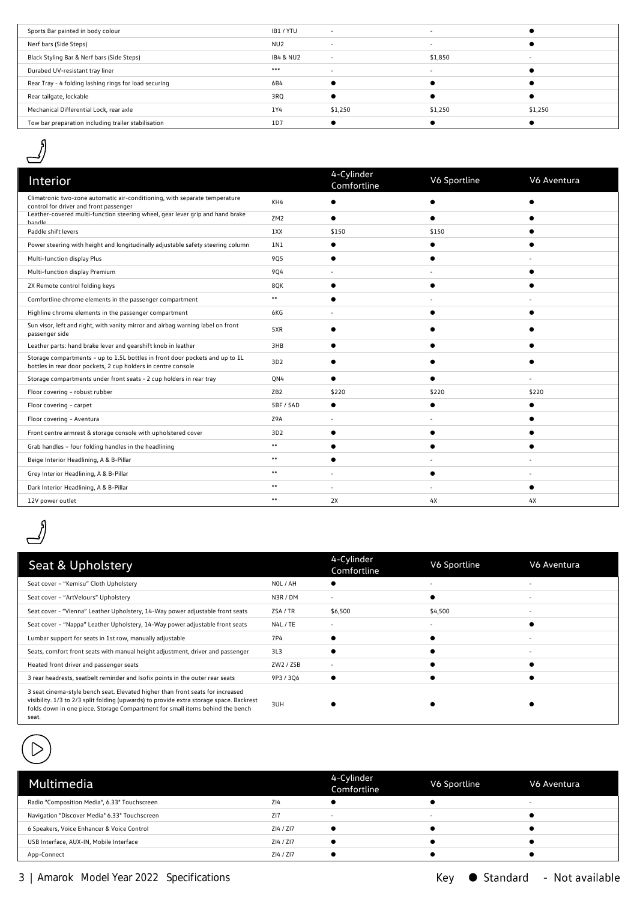| | | | | |
|---|---|---|---|---|
| Sports Bar painted in body colour | IB1 / YTU | - | - | ● |
| Nerf bars (Side Steps) | NU2 | - | - | ● |
| Black Styling Bar & Nerf bars (Side Steps) | IB4 & NU2 | - | $1,850 | - |
| Durabed UV-resistant tray liner | *** | - | - | ● |
| Rear Tray - 4 folding lashing rings for load securing | 6B4 | ● | ● | ● |
| Rear tailgate, lockable | 3RQ | ● | ● | ● |
| Mechanical Differential Lock, rear axle | 1Y4 | $1,250 | $1,250 | $1,250 |
| Tow bar preparation including trailer stabilisation | 1D7 | ● | ● | ● |

## Interior

| Interior | | 4-Cylinder Comfortline | V6 Sportline | V6 Aventura |
|---|---|---|---|---|
| Climatronic two-zone automatic air-conditioning, with separate temperature control for driver and front passenger | KH4 | ● | ● | ● |
| Leather-covered multi-function steering wheel, gear lever grip and hand brake handle | ZM2 | ● | ● | ● |
| Paddle shift levers | 1XX | $150 | $150 | ● |
| Power steering with height and longitudinally adjustable safety steering column | 1N1 | ● | ● | ● |
| Multi-function display Plus | 9Q5 | ● | ● | - |
| Multi-function display Premium | 9Q4 | - | - | ● |
| 2X Remote control folding keys | 8QK | ● | ● | ● |
| Comfortline chrome elements in the passenger compartment | ** | ● | - | - |
| Highline chrome elements in the passenger compartment | 6KG | - | ● | ● |
| Sun visor, left and right, with vanity mirror and airbag warning label on front passenger side | 5XR | ● | ● | ● |
| Leather parts: hand brake lever and gearshift knob in leather | 3HB | ● | ● | ● |
| Storage compartments – up to 1.5L bottles in front door pockets and up to 1L bottles in rear door pockets, 2 cup holders in centre console | 3D2 | ● | ● | ● |
| Storage compartments under front seats - 2 cup holders in rear tray | QN4 | ● | ● | - |
| Floor covering – robust rubber | ZB2 | $220 | $220 | $220 |
| Floor covering – carpet | 5BF / 5AD | ● | ● | ● |
| Floor covering – Aventura | Z9A | - | - | ● |
| Front centre armrest & storage console with upholstered cover | 3D2 | ● | ● | ● |
| Grab handles – four folding handles in the headlining | ** | ● | ● | ● |
| Beige Interior Headlining, A & B-Pillar | ** | ● | - | - |
| Grey Interior Headlining, A & B-Pillar | ** | - | ● | - |
| Dark Interior Headlining, A & B-Pillar | ** | - | - | ● |
| 12V power outlet | ** | 2X | 4X | 4X |

## Seat & Upholstery

| Seat & Upholstery | | 4-Cylinder Comfortline | V6 Sportline | V6 Aventura |
|---|---|---|---|---|
| Seat cover – "Kemisu" Cloth Upholstery | N0L / AH | ● | - | - |
| Seat cover – "ArtVelours" Upholstery | N3R / DM | - | ● | - |
| Seat cover - "Vienna" Leather Upholstery, 14-Way power adjustable front seats | ZSA / TR | $6,500 | $4,500 | - |
| Seat cover – "Nappa" Leather Upholstery, 14-Way power adjustable front seats | N4L / TE | - | - | ● |
| Lumbar support for seats in 1st row, manually adjustable | 7P4 | ● | ● | - |
| Seats, comfort front seats with manual height adjustment, driver and passenger | 3L3 | ● | ● | - |
| Heated front driver and passenger seats | ZW2 / ZSB | - | ● | ● |
| 3 rear headrests, seatbelt reminder and Isofix points in the outer rear seats | 9P3 / 3Q6 | ● | ● | ● |
| 3 seat cinema-style bench seat. Elevated higher than front seats for increased visibility. 1/3 to 2/3 split folding (upwards) to provide extra storage space. Backrest folds down in one piece. Storage Compartment for small items behind the bench seat. | 3UH | ● | ● | ● |

## Multimedia

| Multimedia | | 4-Cylinder Comfortline | V6 Sportline | V6 Aventura |
|---|---|---|---|---|
| Radio "Composition Media", 6.33" Touchscreen | ZI4 | ● | ● | - |
| Navigation "Discover Media" 6.33" Touchscreen | ZI7 | - | - | ● |
| 6 Speakers, Voice Enhancer & Voice Control | ZI4 / ZI7 | ● | ● | ● |
| USB Interface, AUX-IN, Mobile Interface | ZI4 / ZI7 | ● | ● | ● |
| App-Connect | ZI4 / ZI7 | ● | ● | ● |

Key ● Standard - Not available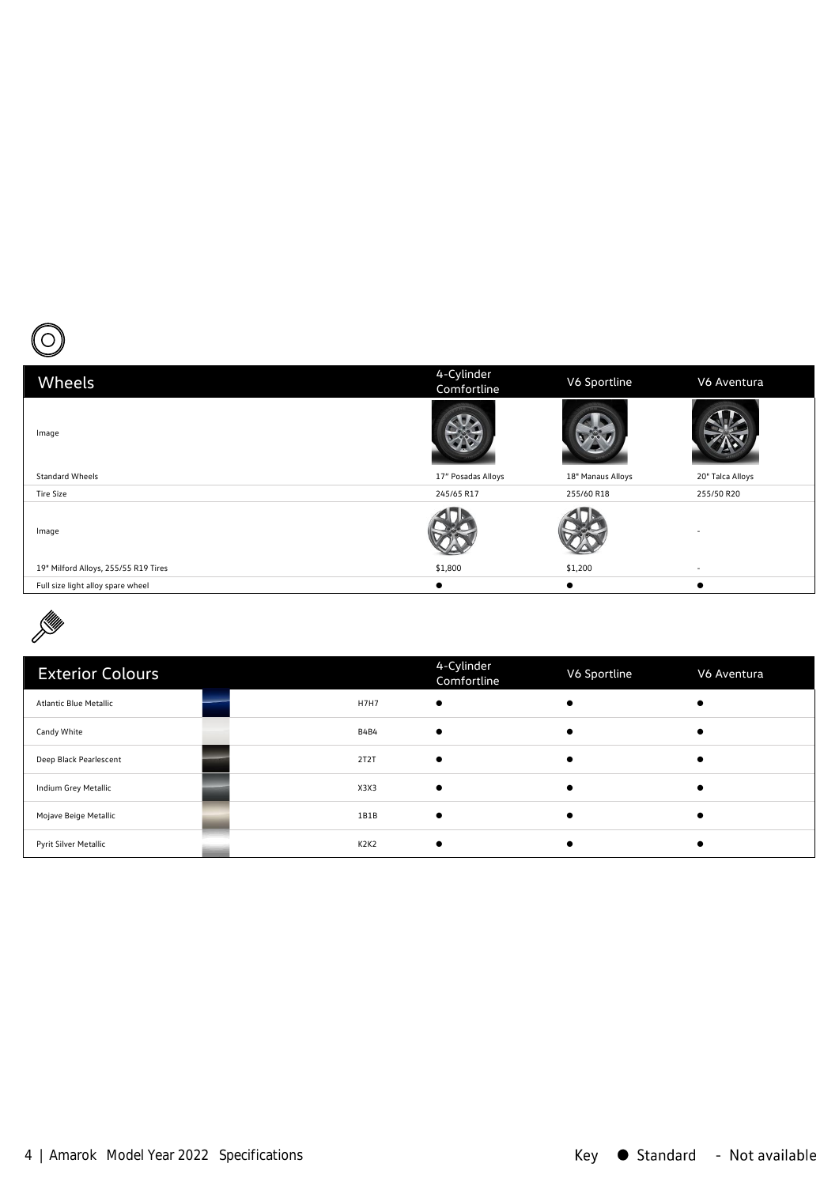| Wheels | 4-Cylinder Comfortline | V6 Sportline | V6 Aventura |
|---|---|---|---|
| Image | | | |
| Standard Wheels | 17" Posadas Alloys | 18" Manaus Alloys | 20" Talca Alloys |
| Tire Size | 245/65 R17 | 255/60 R18 | 255/50 R20 |
| Image | | | - |
| 19" Milford Alloys, 255/55 R19 Tires | $1,800 | $1,200 | - |
| Full size light alloy spare wheel | ● | ● | ● |

| Exterior Colours | | 4-Cylinder Comfortline | V6 Sportline | V6 Aventura |
|---|---|---|---|---|
| Atlantic Blue Metallic | H7H7 | ● | ● | ● |
| Candy White | B4B4 | ● | ● | ● |
| Deep Black Pearlescent | 2T2T | ● | ● | ● |
| Indium Grey Metallic | X3X3 | ● | ● | ● |
| Mojave Beige Metallic | 1B1B | ● | ● | ● |
| Pyrit Silver Metallic | K2K2 | ● | ● | ● |

Key ● Standard - Not available